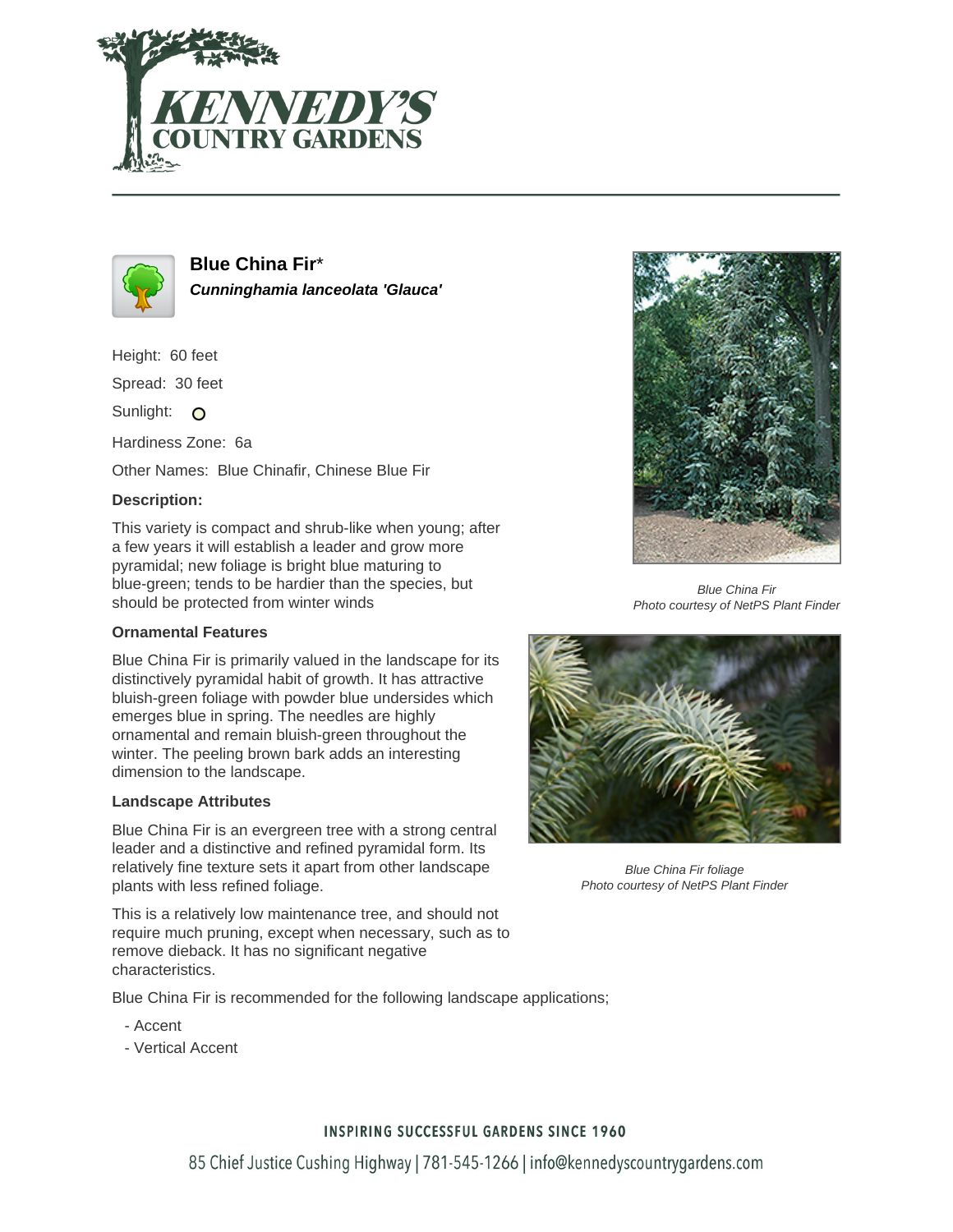# Blue China Fir*

***Cunninghamia lanceolata 'Glauca'***

Height: 60 feet

Spread: 30 feet

Sunlight:

Hardiness Zone: 6a

Other Names: Blue Chinafir, Chinese Blue Fir

### Description:

This variety is compact and shrub-like when young; after a few years it will establish a leader and grow more pyramidal; new foliage is bright blue maturing to blue-green; tends to be hardier than the species, but should be protected from winter winds

### Ornamental Features

Blue China Fir is primarily valued in the landscape for its distinctively pyramidal habit of growth. It has attractive bluish-green foliage with powder blue undersides which emerges blue in spring. The needles are highly ornamental and remain bluish-green throughout the winter. The peeling brown bark adds an interesting dimension to the landscape.

### Landscape Attributes

Blue China Fir is an evergreen tree with a strong central leader and a distinctive and refined pyramidal form. Its relatively fine texture sets it apart from other landscape plants with less refined foliage.

This is a relatively low maintenance tree, and should not require much pruning, except when necessary, such as to remove dieback. It has no significant negative characteristics.

Blue China Fir is recommended for the following landscape applications;

- Accent
- Vertical Accent

*Blue China Fir*
*Photo courtesy of NetPS Plant Finder*

*Blue China Fir foliage*
*Photo courtesy of NetPS Plant Finder*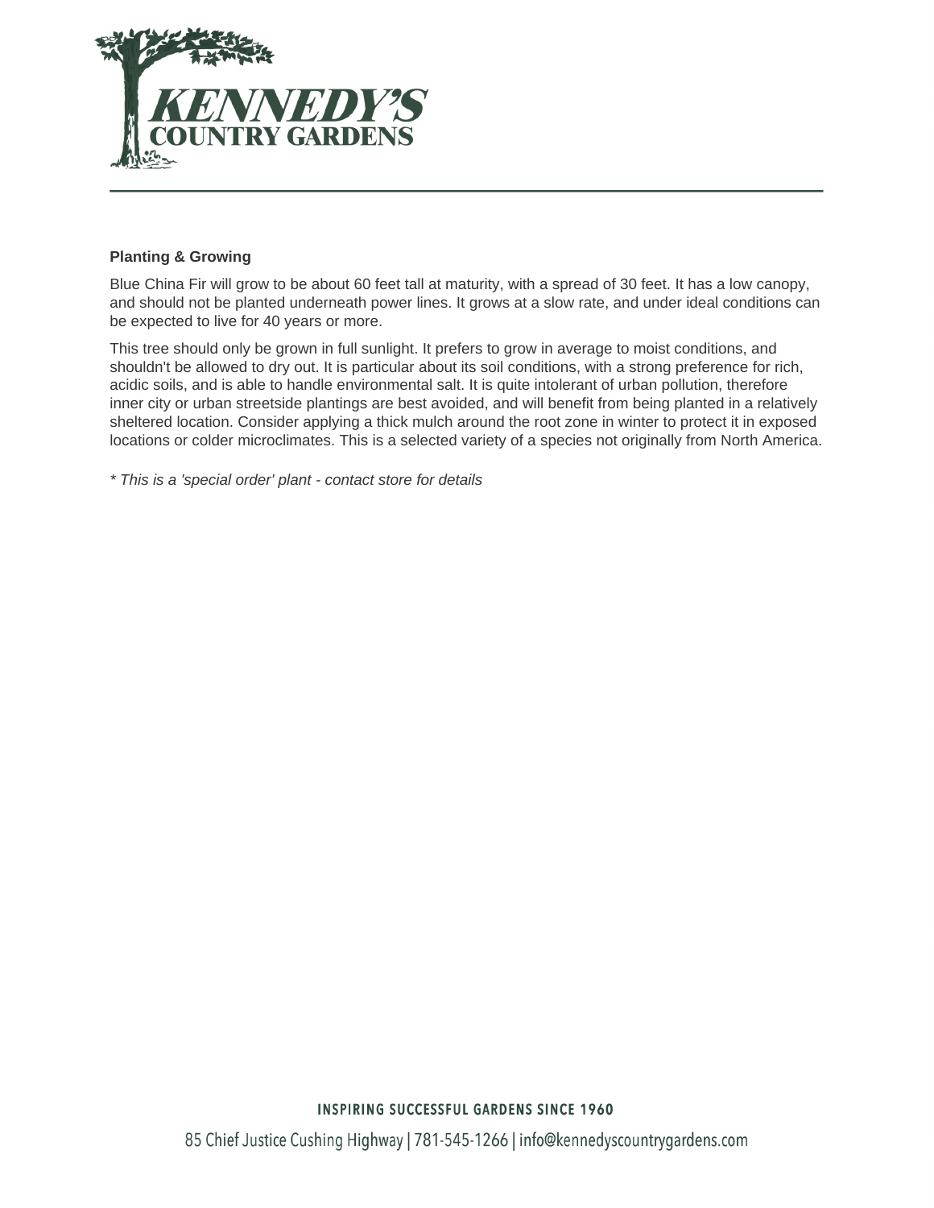**Planting & Growing**

Blue China Fir will grow to be about 60 feet tall at maturity, with a spread of 30 feet. It has a low canopy, and should not be planted underneath power lines. It grows at a slow rate, and under ideal conditions can be expected to live for 40 years or more.

This tree should only be grown in full sunlight. It prefers to grow in average to moist conditions, and shouldn't be allowed to dry out. It is particular about its soil conditions, with a strong preference for rich, acidic soils, and is able to handle environmental salt. It is quite intolerant of urban pollution, therefore inner city or urban streetside plantings are best avoided, and will benefit from being planted in a relatively sheltered location. Consider applying a thick mulch around the root zone in winter to protect it in exposed locations or colder microclimates. This is a selected variety of a species not originally from North America.

*\* This is a 'special order' plant - contact store for details*